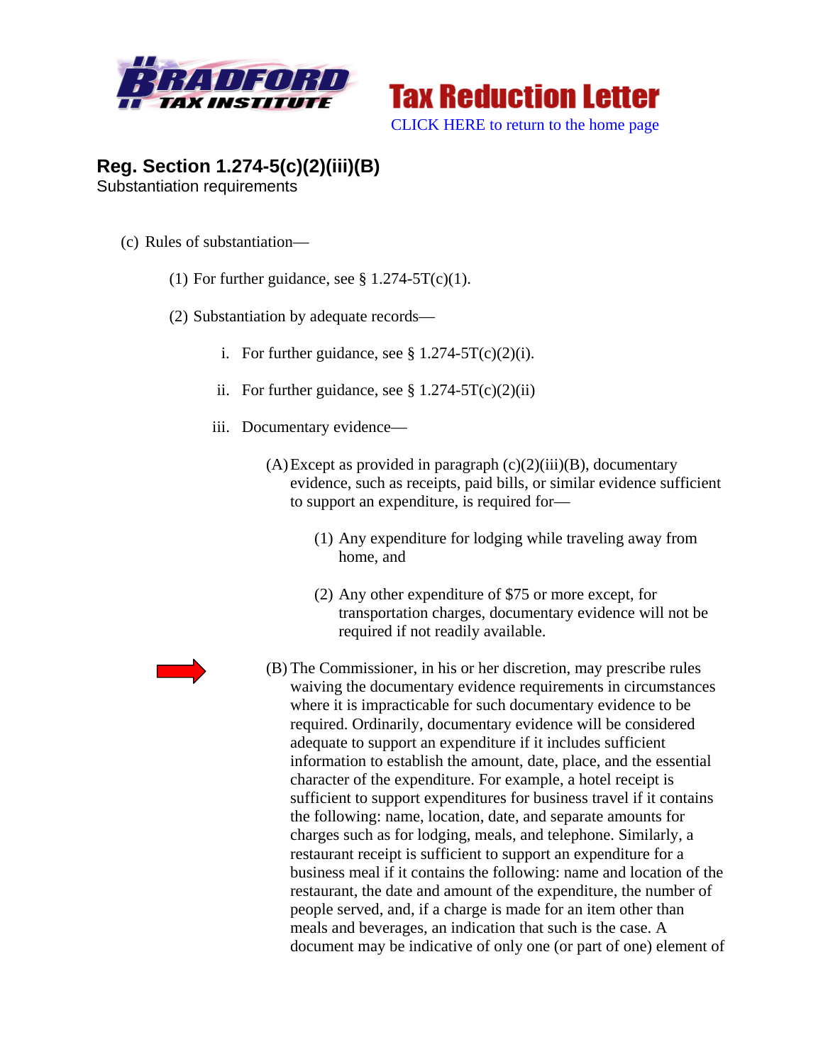Tax Reduction Letter

CLICK HERE to return to the home page

## Reg. Section 1.274-5(c)(2)(iii)(B)

Substantiation requirements

(c) Rules of substantiation—

(1) For further guidance, see § 1.274-5T(c)(1).

(2) Substantiation by adequate records—

i. For further guidance, see § 1.274-5T(c)(2)(i).

ii. For further guidance, see § 1.274-5T(c)(2)(ii)

iii. Documentary evidence—

(A) Except as provided in paragraph (c)(2)(iii)(B), documentary evidence, such as receipts, paid bills, or similar evidence sufficient to support an expenditure, is required for—

(1) Any expenditure for lodging while traveling away from home, and

(2) Any other expenditure of $75 or more except, for transportation charges, documentary evidence will not be required if not readily available.

(B) The Commissioner, in his or her discretion, may prescribe rules waiving the documentary evidence requirements in circumstances where it is impracticable for such documentary evidence to be required. Ordinarily, documentary evidence will be considered adequate to support an expenditure if it includes sufficient information to establish the amount, date, place, and the essential character of the expenditure. For example, a hotel receipt is sufficient to support expenditures for business travel if it contains the following: name, location, date, and separate amounts for charges such as for lodging, meals, and telephone. Similarly, a restaurant receipt is sufficient to support an expenditure for a business meal if it contains the following: name and location of the restaurant, the date and amount of the expenditure, the number of people served, and, if a charge is made for an item other than meals and beverages, an indication that such is the case. A document may be indicative of only one (or part of one) element of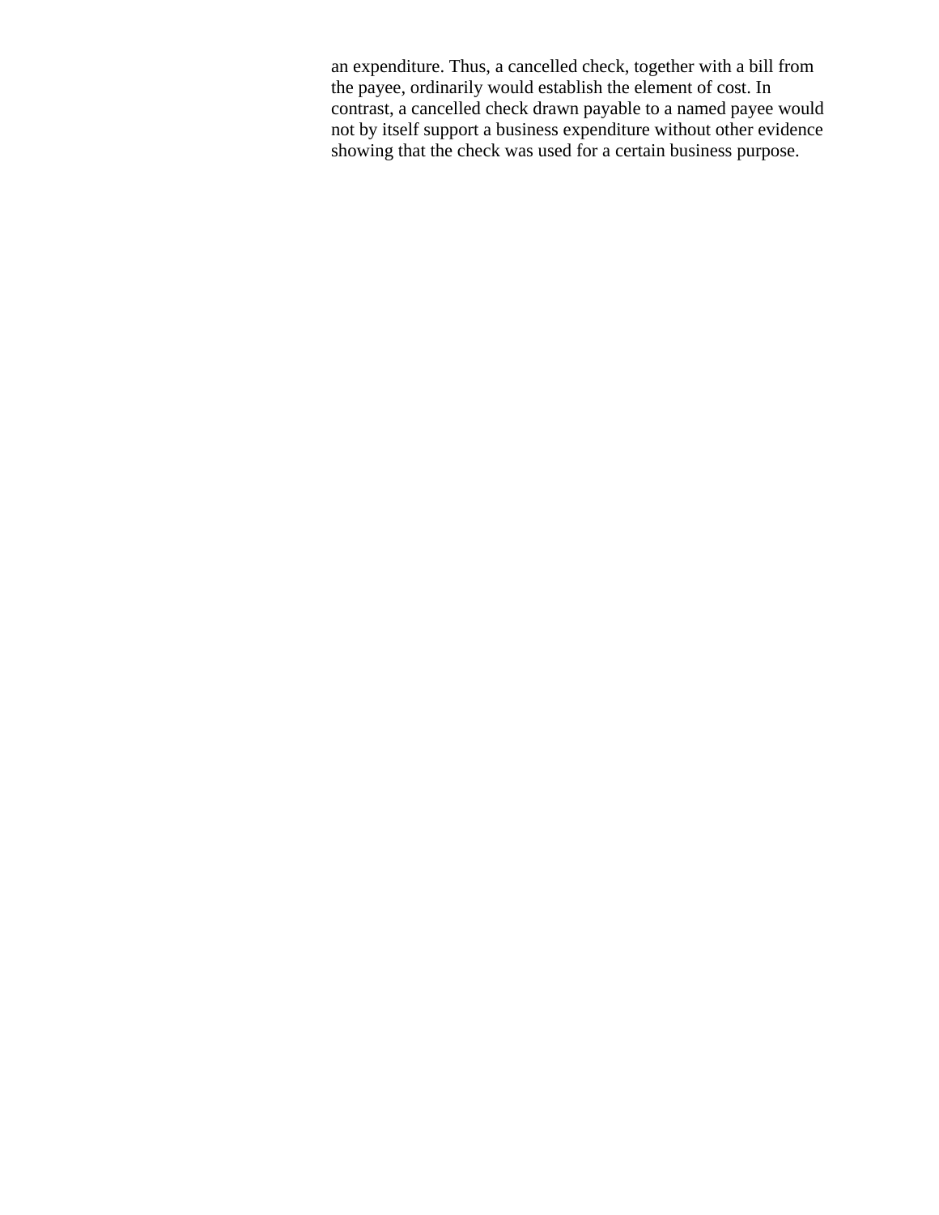an expenditure. Thus, a cancelled check, together with a bill from the payee, ordinarily would establish the element of cost. In contrast, a cancelled check drawn payable to a named payee would not by itself support a business expenditure without other evidence showing that the check was used for a certain business purpose.